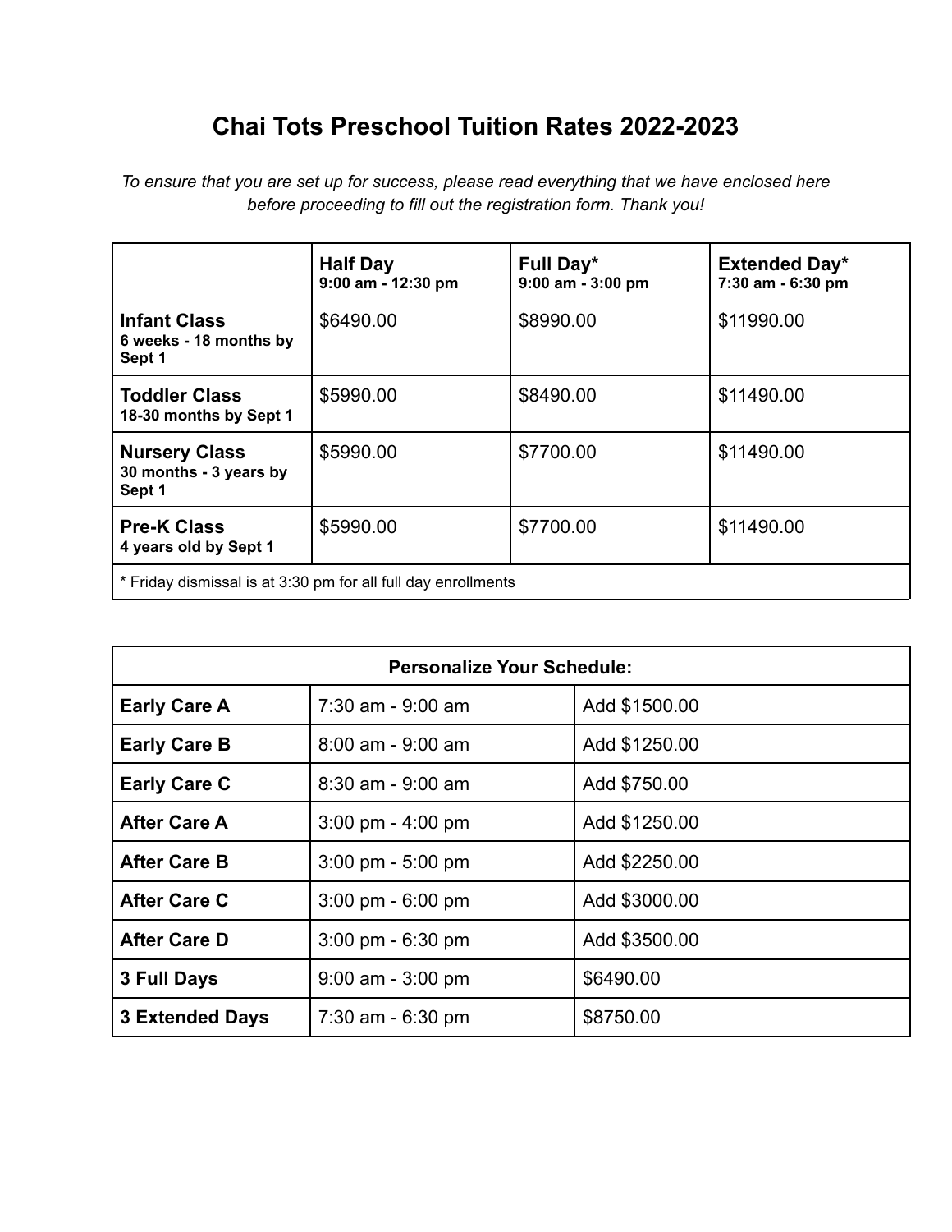# Chai Tots Preschool Tuition Rates 2022-2023

*To ensure that you are set up for success, please read everything that we have enclosed here before proceeding to fill out the registration form. Thank you!*

| | **Half Day** 9:00 am - 12:30 pm | **Full Day*** 9:00 am - 3:00 pm | **Extended Day*** 7:30 am - 6:30 pm |
|---|---|---|---|
| **Infant Class** 6 weeks - 18 months by Sept 1 | $6490.00 | $8990.00 | $11990.00 |
| **Toddler Class** 18-30 months by Sept 1 | $5990.00 | $8490.00 | $11490.00 |
| **Nursery Class** 30 months - 3 years by Sept 1 | $5990.00 | $7700.00 | $11490.00 |
| **Pre-K Class** 4 years old by Sept 1 | $5990.00 | $7700.00 | $11490.00 |
| * Friday dismissal is at 3:30 pm for all full day enrollments | | | |

| **Personalize Your Schedule:** | | |
|---|---|---|
| **Early Care A** | 7:30 am - 9:00 am | Add $1500.00 |
| **Early Care B** | 8:00 am - 9:00 am | Add $1250.00 |
| **Early Care C** | 8:30 am - 9:00 am | Add $750.00 |
| **After Care A** | 3:00 pm - 4:00 pm | Add $1250.00 |
| **After Care B** | 3:00 pm - 5:00 pm | Add $2250.00 |
| **After Care C** | 3:00 pm - 6:00 pm | Add $3000.00 |
| **After Care D** | 3:00 pm - 6:30 pm | Add $3500.00 |
| **3 Full Days** | 9:00 am - 3:00 pm | $6490.00 |
| **3 Extended Days** | 7:30 am - 6:30 pm | $8750.00 |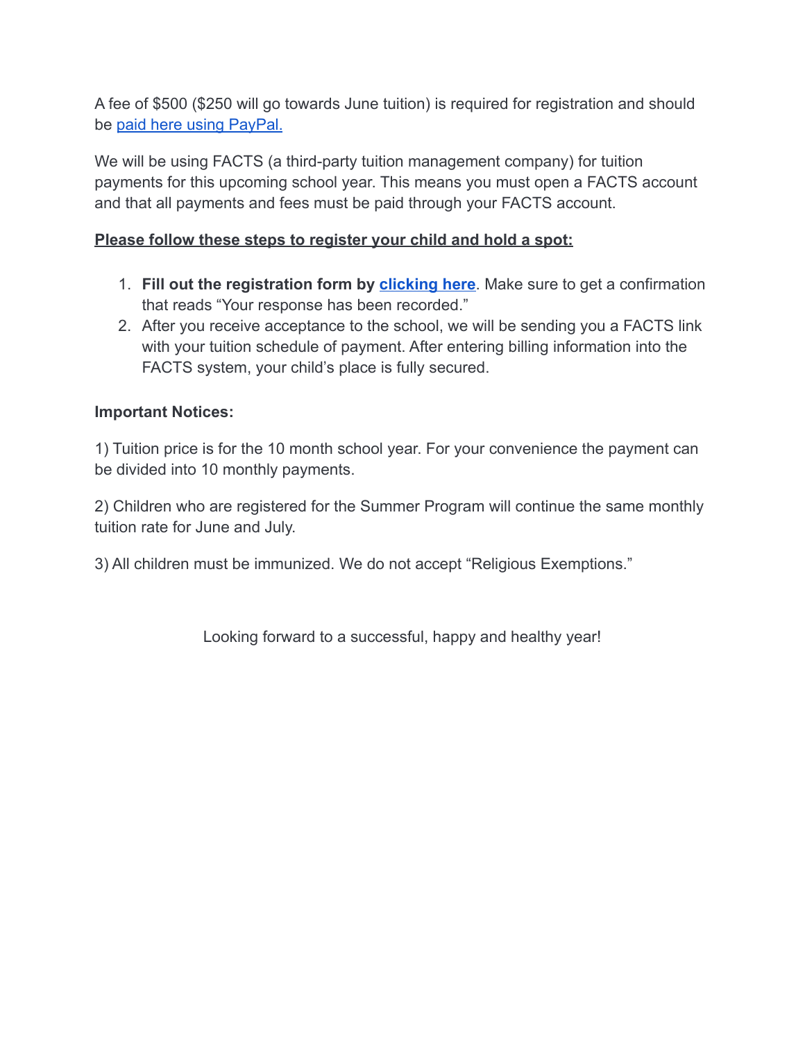A fee of $500 ($250 will go towards June tuition) is required for registration and should be paid here using PayPal.

We will be using FACTS (a third-party tuition management company) for tuition payments for this upcoming school year. This means you must open a FACTS account and that all payments and fees must be paid through your FACTS account.

**Please follow these steps to register your child and hold a spot:**

1. **Fill out the registration form by clicking here**. Make sure to get a confirmation that reads “Your response has been recorded.”
2. After you receive acceptance to the school, we will be sending you a FACTS link with your tuition schedule of payment. After entering billing information into the FACTS system, your child’s place is fully secured.

**Important Notices:**

1) Tuition price is for the 10 month school year. For your convenience the payment can be divided into 10 monthly payments.

2) Children who are registered for the Summer Program will continue the same monthly tuition rate for June and July.

3) All children must be immunized. We do not accept “Religious Exemptions.”

Looking forward to a successful, happy and healthy year!